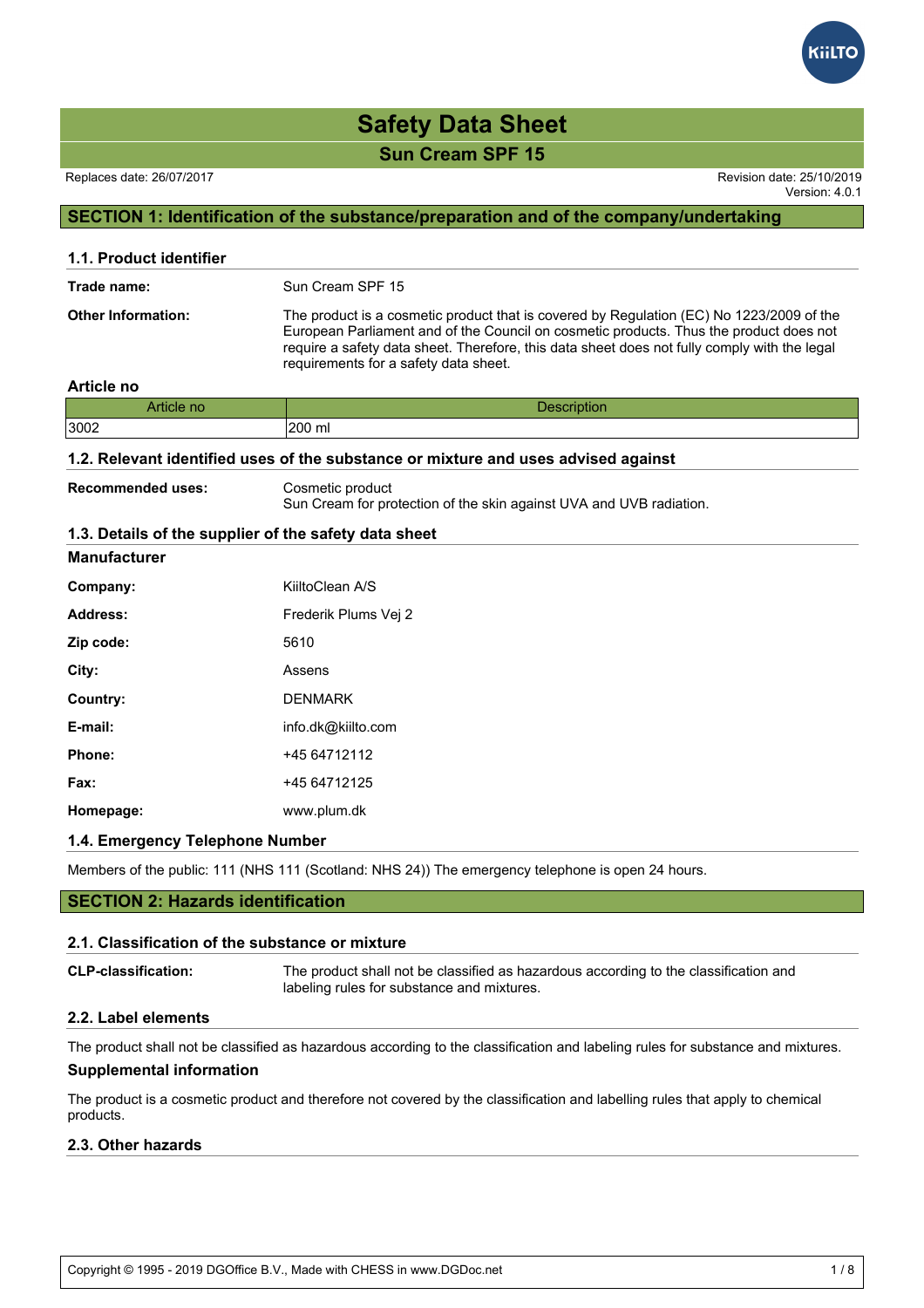# Safety Data Sheet

## Sun Cream SPF 15

Replaces date: 26/07/2017

Revision date: 25/10/2019
Version: 4.0.1

## SECTION 1: Identification of the substance/preparation and of the company/undertaking

### 1.1. Product identifier

**Trade name:** Sun Cream SPF 15

**Other Information:** The product is a cosmetic product that is covered by Regulation (EC) No 1223/2009 of the European Parliament and of the Council on cosmetic products. Thus the product does not require a safety data sheet. Therefore, this data sheet does not fully comply with the legal requirements for a safety data sheet.

**Article no**

| Article no | Description |
|---|---|
| 3002 | 200 ml |

### 1.2. Relevant identified uses of the substance or mixture and uses advised against

**Recommended uses:** Cosmetic product
Sun Cream for protection of the skin against UVA and UVB radiation.

### 1.3. Details of the supplier of the safety data sheet

**Manufacturer**

**Company:** KiiltoClean A/S

**Address:** Frederik Plums Vej 2

**Zip code:** 5610

**City:** Assens

**Country:** DENMARK

**E-mail:** info.dk@kiilto.com

**Phone:** +45 64712112

**Fax:** +45 64712125

**Homepage:** www.plum.dk

### 1.4. Emergency Telephone Number

Members of the public: 111 (NHS 111 (Scotland: NHS 24)) The emergency telephone is open 24 hours.

## SECTION 2: Hazards identification

### 2.1. Classification of the substance or mixture

**CLP-classification:** The product shall not be classified as hazardous according to the classification and labeling rules for substance and mixtures.

### 2.2. Label elements

The product shall not be classified as hazardous according to the classification and labeling rules for substance and mixtures.

**Supplemental information**

The product is a cosmetic product and therefore not covered by the classification and labelling rules that apply to chemical products.

### 2.3. Other hazards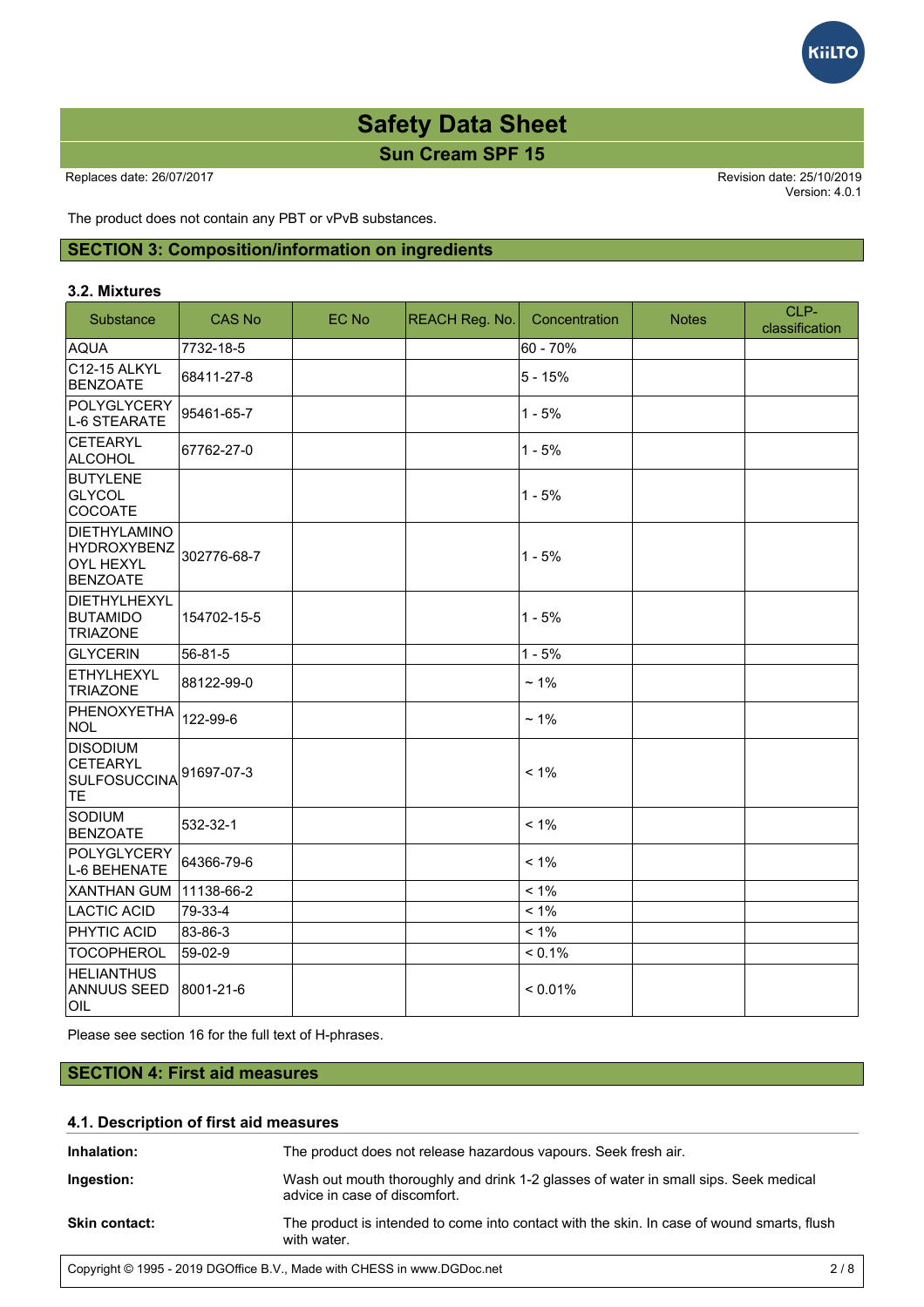The product does not contain any PBT or vPvB substances.

## SECTION 3: Composition/information on ingredients

### 3.2. Mixtures

| Substance | CAS No | EC No | REACH Reg. No. | Concentration | Notes | CLP-classification |
|---|---|---|---|---|---|---|
| AQUA | 7732-18-5 | | | 60 - 70% | | |
| C12-15 ALKYL BENZOATE | 68411-27-8 | | | 5 - 15% | | |
| POLYGLYCERYL-6 STEARATE | 95461-65-7 | | | 1 - 5% | | |
| CETEARYL ALCOHOL | 67762-27-0 | | | 1 - 5% | | |
| BUTYLENE GLYCOL COCOATE | | | | 1 - 5% | | |
| DIETHYLAMINO HYDROXYBENZOYL HEXYL BENZOATE | 302776-68-7 | | | 1 - 5% | | |
| DIETHYLHEXYL BUTAMIDO TRIAZONE | 154702-15-5 | | | 1 - 5% | | |
| GLYCERIN | 56-81-5 | | | 1 - 5% | | |
| ETHYLHEXYL TRIAZONE | 88122-99-0 | | | ~ 1% | | |
| PHENOXYETHANOL | 122-99-6 | | | ~ 1% | | |
| DISODIUM CETEARYL SULFOSUCCINATE | 91697-07-3 | | | < 1% | | |
| SODIUM BENZOATE | 532-32-1 | | | < 1% | | |
| POLYGLYCERYL-6 BEHENATE | 64366-79-6 | | | < 1% | | |
| XANTHAN GUM | 11138-66-2 | | | < 1% | | |
| LACTIC ACID | 79-33-4 | | | < 1% | | |
| PHYTIC ACID | 83-86-3 | | | < 1% | | |
| TOCOPHEROL | 59-02-9 | | | < 0.1% | | |
| HELIANTHUS ANNUUS SEED OIL | 8001-21-6 | | | < 0.01% | | |

Please see section 16 for the full text of H-phrases.

## SECTION 4: First aid measures

### 4.1. Description of first aid measures

**Inhalation:** The product does not release hazardous vapours. Seek fresh air.

**Ingestion:** Wash out mouth thoroughly and drink 1-2 glasses of water in small sips. Seek medical advice in case of discomfort.

**Skin contact:** The product is intended to come into contact with the skin. In case of wound smarts, flush with water.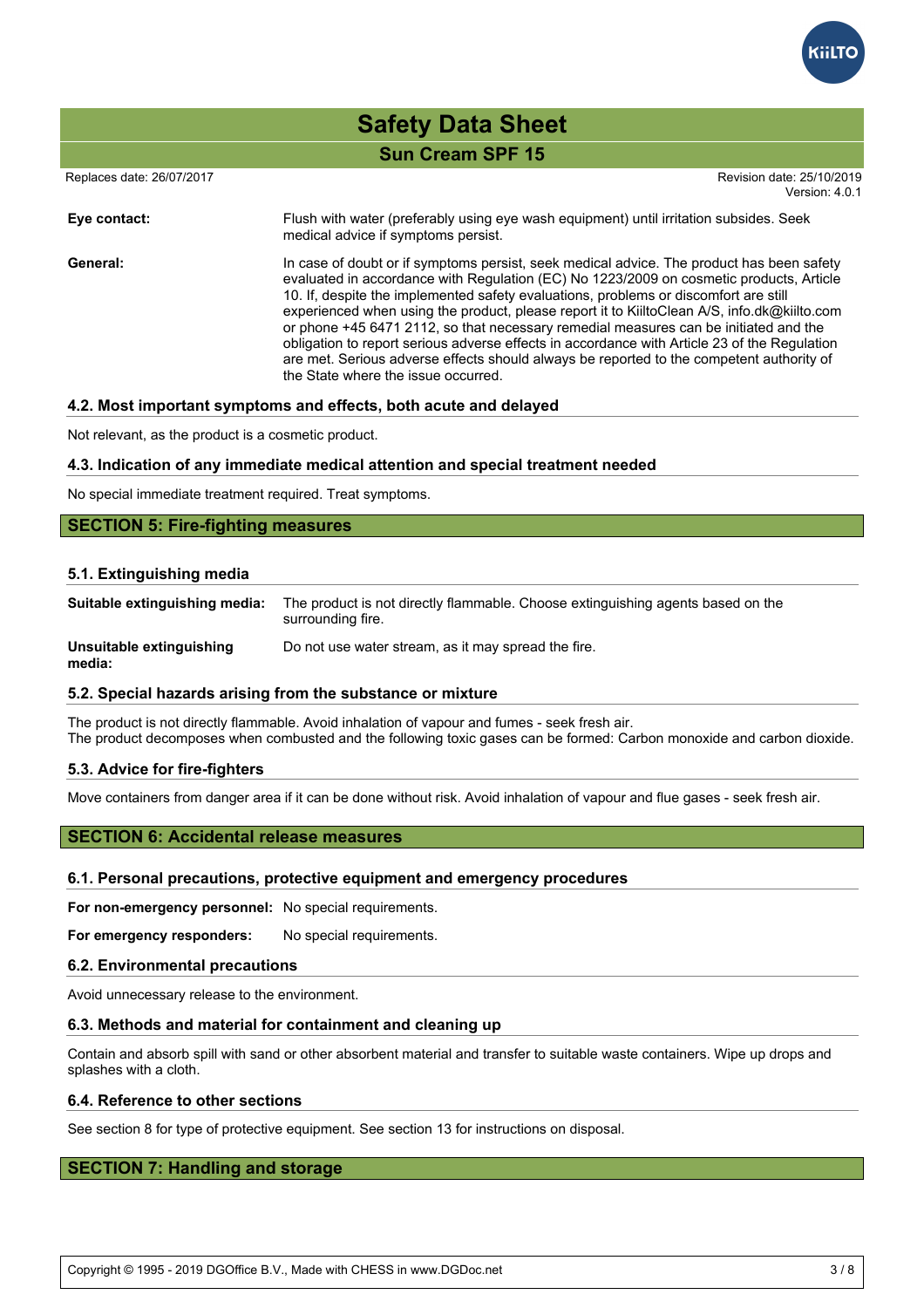**Eye contact:** Flush with water (preferably using eye wash equipment) until irritation subsides. Seek medical advice if symptoms persist.

**General:** In case of doubt or if symptoms persist, seek medical advice. The product has been safety evaluated in accordance with Regulation (EC) No 1223/2009 on cosmetic products, Article 10. If, despite the implemented safety evaluations, problems or discomfort are still experienced when using the product, please report it to KiiltoClean A/S, info.dk@kiilto.com or phone +45 6471 2112, so that necessary remedial measures can be initiated and the obligation to report serious adverse effects in accordance with Article 23 of the Regulation are met. Serious adverse effects should always be reported to the competent authority of the State where the issue occurred.

### 4.2. Most important symptoms and effects, both acute and delayed

Not relevant, as the product is a cosmetic product.

### 4.3. Indication of any immediate medical attention and special treatment needed

No special immediate treatment required. Treat symptoms.

## SECTION 5: Fire-fighting measures

### 5.1. Extinguishing media

**Suitable extinguishing media:** The product is not directly flammable. Choose extinguishing agents based on the surrounding fire.

**Unsuitable extinguishing media:** Do not use water stream, as it may spread the fire.

### 5.2. Special hazards arising from the substance or mixture

The product is not directly flammable. Avoid inhalation of vapour and fumes - seek fresh air.
The product decomposes when combusted and the following toxic gases can be formed: Carbon monoxide and carbon dioxide.

### 5.3. Advice for fire-fighters

Move containers from danger area if it can be done without risk. Avoid inhalation of vapour and flue gases - seek fresh air.

## SECTION 6: Accidental release measures

### 6.1. Personal precautions, protective equipment and emergency procedures

**For non-emergency personnel:** No special requirements.

**For emergency responders:** No special requirements.

### 6.2. Environmental precautions

Avoid unnecessary release to the environment.

### 6.3. Methods and material for containment and cleaning up

Contain and absorb spill with sand or other absorbent material and transfer to suitable waste containers. Wipe up drops and splashes with a cloth.

### 6.4. Reference to other sections

See section 8 for type of protective equipment. See section 13 for instructions on disposal.

## SECTION 7: Handling and storage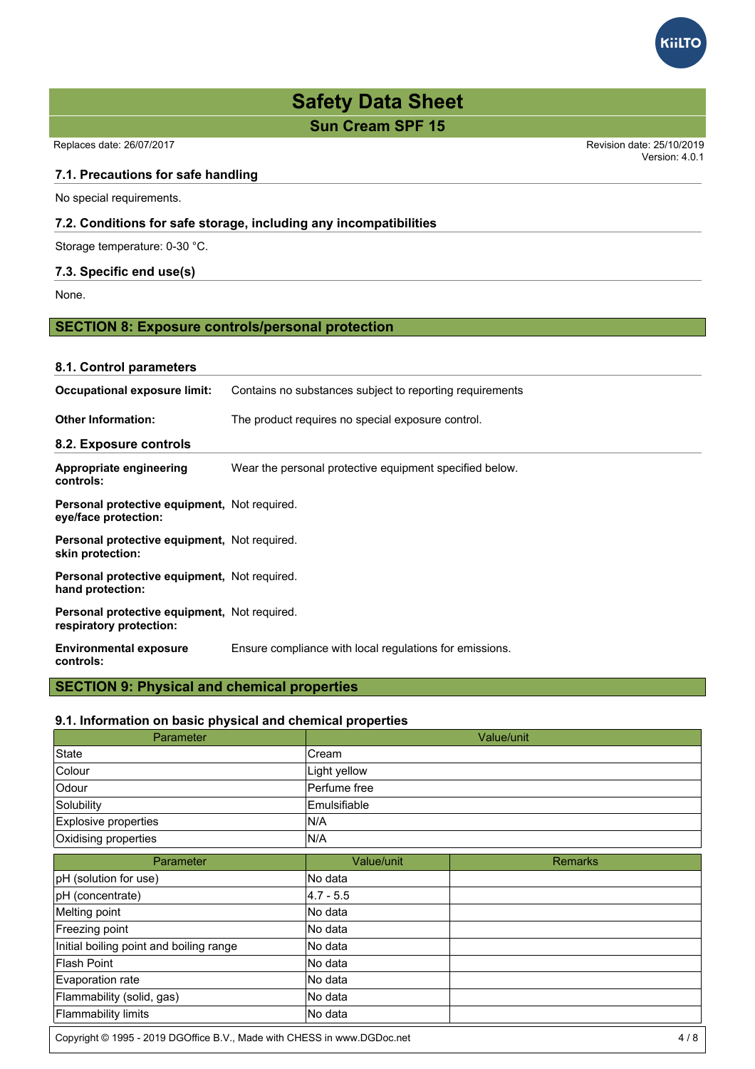### 7.1. Precautions for safe handling

No special requirements.

### 7.2. Conditions for safe storage, including any incompatibilities

Storage temperature: 0-30 °C.

### 7.3. Specific end use(s)

None.

## SECTION 8: Exposure controls/personal protection

### 8.1. Control parameters

**Occupational exposure limit:** Contains no substances subject to reporting requirements

**Other Information:** The product requires no special exposure control.

### 8.2. Exposure controls

**Appropriate engineering controls:** Wear the personal protective equipment specified below.

**Personal protective equipment, eye/face protection:** Not required.

**Personal protective equipment, skin protection:** Not required.

**Personal protective equipment, hand protection:** Not required.

**Personal protective equipment, respiratory protection:** Not required.

**Environmental exposure controls:** Ensure compliance with local regulations for emissions.

## SECTION 9: Physical and chemical properties

### 9.1. Information on basic physical and chemical properties

| Parameter | Value/unit |
|---|---|
| State | Cream |
| Colour | Light yellow |
| Odour | Perfume free |
| Solubility | Emulsifiable |
| Explosive properties | N/A |
| Oxidising properties | N/A |

| Parameter | Value/unit | Remarks |
|---|---|---|
| pH (solution for use) | No data | |
| pH (concentrate) | 4.7 - 5.5 | |
| Melting point | No data | |
| Freezing point | No data | |
| Initial boiling point and boiling range | No data | |
| Flash Point | No data | |
| Evaporation rate | No data | |
| Flammability (solid, gas) | No data | |
| Flammability limits | No data | |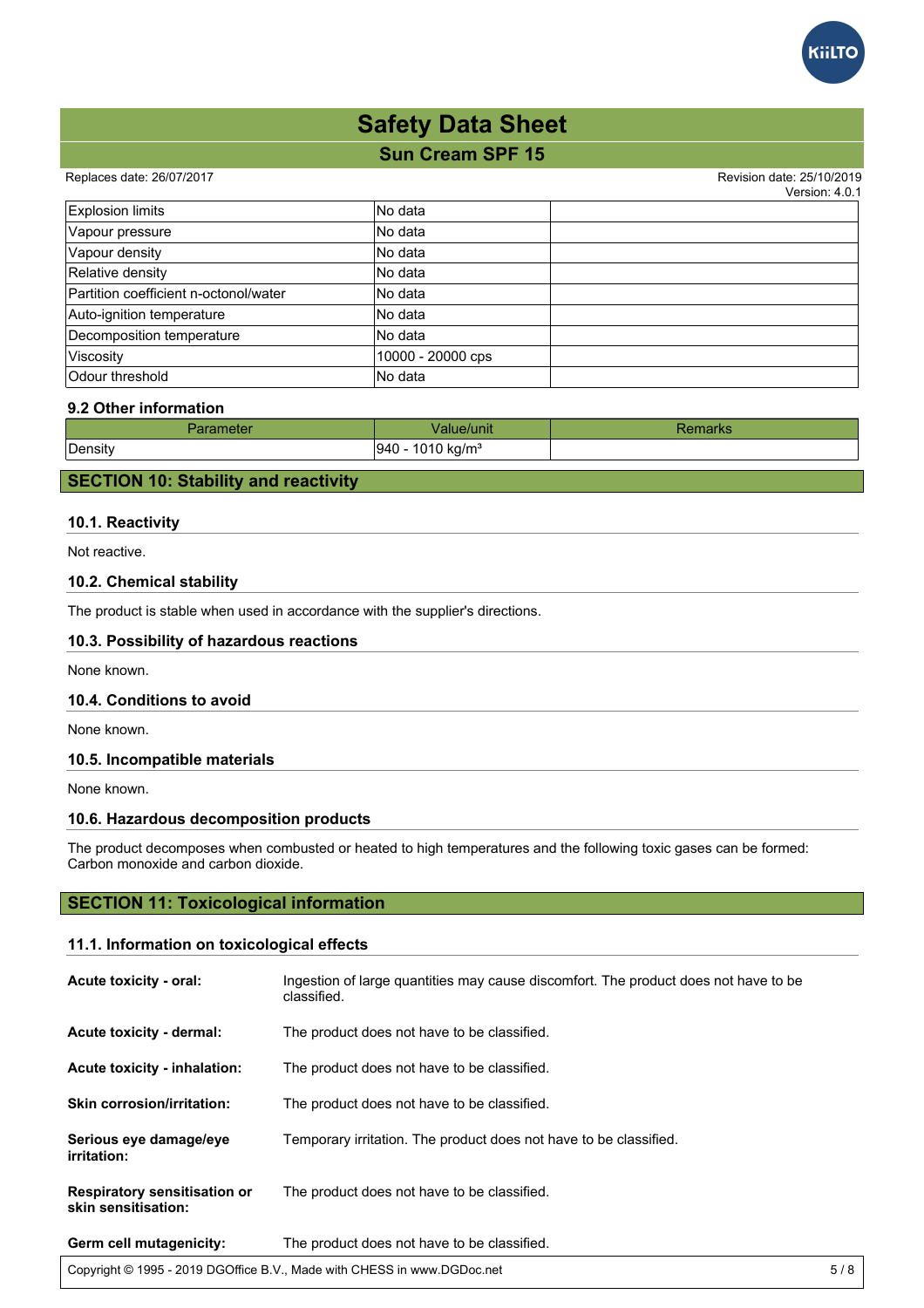| | | |
|---|---|---|
| Explosion limits | No data | |
| Vapour pressure | No data | |
| Vapour density | No data | |
| Relative density | No data | |
| Partition coefficient n-octonol/water | No data | |
| Auto-ignition temperature | No data | |
| Decomposition temperature | No data | |
| Viscosity | 10000 - 20000 cps | |
| Odour threshold | No data | |

### 9.2 Other information

| Parameter | Value/unit | Remarks |
|---|---|---|
| Density | 940 - 1010 kg/m³ | |

## SECTION 10: Stability and reactivity

### 10.1. Reactivity

Not reactive.

### 10.2. Chemical stability

The product is stable when used in accordance with the supplier's directions.

### 10.3. Possibility of hazardous reactions

None known.

### 10.4. Conditions to avoid

None known.

### 10.5. Incompatible materials

None known.

### 10.6. Hazardous decomposition products

The product decomposes when combusted or heated to high temperatures and the following toxic gases can be formed: Carbon monoxide and carbon dioxide.

## SECTION 11: Toxicological information

### 11.1. Information on toxicological effects

**Acute toxicity - oral:** Ingestion of large quantities may cause discomfort. The product does not have to be classified.

**Acute toxicity - dermal:** The product does not have to be classified.

**Acute toxicity - inhalation:** The product does not have to be classified.

**Skin corrosion/irritation:** The product does not have to be classified.

**Serious eye damage/eye irritation:** Temporary irritation. The product does not have to be classified.

**Respiratory sensitisation or skin sensitisation:** The product does not have to be classified.

**Germ cell mutagenicity:** The product does not have to be classified.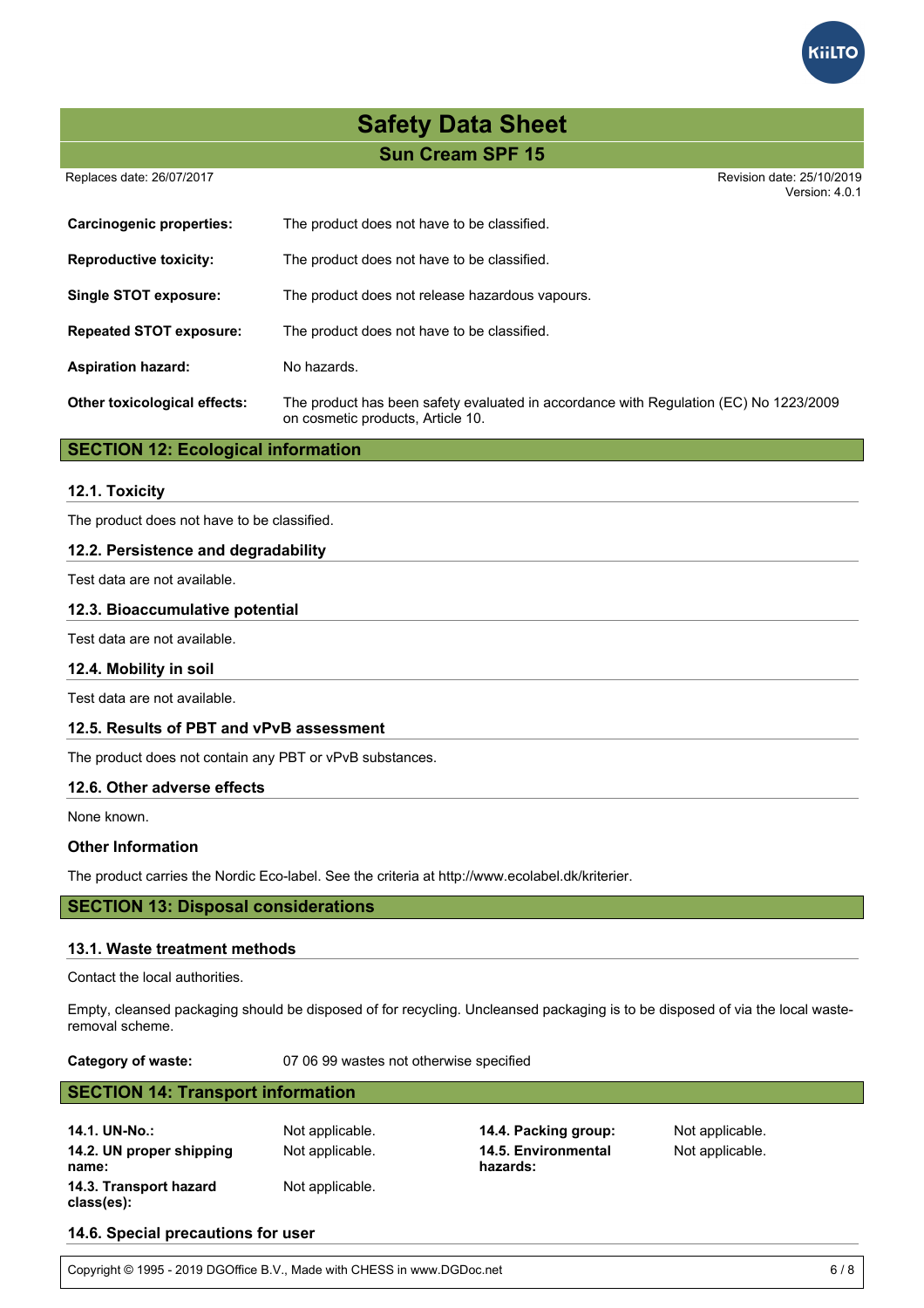**Carcinogenic properties:** The product does not have to be classified.

**Reproductive toxicity:** The product does not have to be classified.

**Single STOT exposure:** The product does not release hazardous vapours.

**Repeated STOT exposure:** The product does not have to be classified.

**Aspiration hazard:** No hazards.

**Other toxicological effects:** The product has been safety evaluated in accordance with Regulation (EC) No 1223/2009 on cosmetic products, Article 10.

## SECTION 12: Ecological information

### 12.1. Toxicity

The product does not have to be classified.

### 12.2. Persistence and degradability

Test data are not available.

### 12.3. Bioaccumulative potential

Test data are not available.

### 12.4. Mobility in soil

Test data are not available.

### 12.5. Results of PBT and vPvB assessment

The product does not contain any PBT or vPvB substances.

### 12.6. Other adverse effects

None known.

### Other Information

The product carries the Nordic Eco-label. See the criteria at http://www.ecolabel.dk/kriterier.

## SECTION 13: Disposal considerations

### 13.1. Waste treatment methods

Contact the local authorities.

Empty, cleansed packaging should be disposed of for recycling. Uncleansed packaging is to be disposed of via the local waste-removal scheme.

**Category of waste:** 07 06 99 wastes not otherwise specified

## SECTION 14: Transport information

**14.1. UN-No.:** Not applicable.

**14.2. UN proper shipping name:** Not applicable.

**14.3. Transport hazard class(es):** Not applicable.

**14.4. Packing group:** Not applicable.

**14.5. Environmental hazards:** Not applicable.

### 14.6. Special precautions for user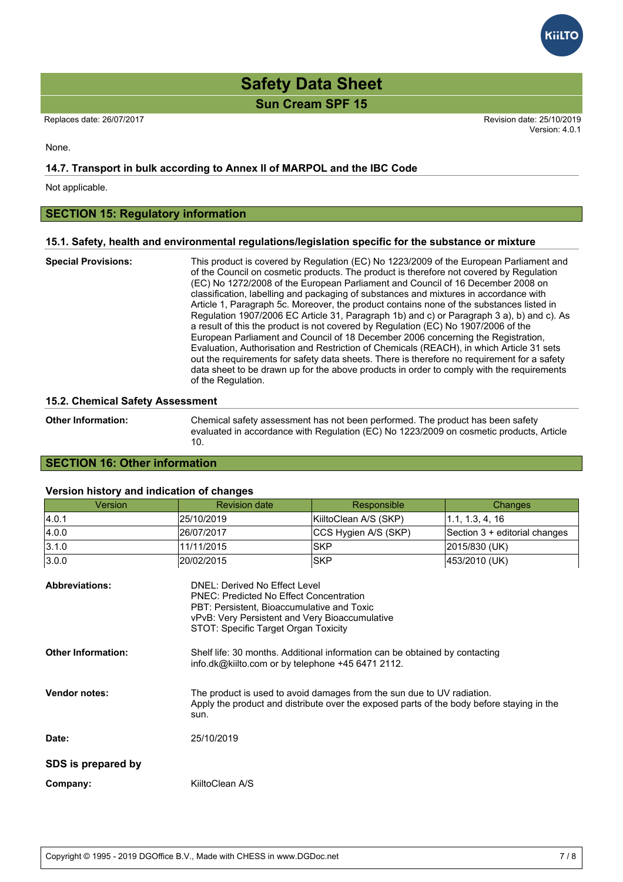None.

### 14.7. Transport in bulk according to Annex II of MARPOL and the IBC Code

Not applicable.

## SECTION 15: Regulatory information

### 15.1. Safety, health and environmental regulations/legislation specific for the substance or mixture

**Special Provisions:** This product is covered by Regulation (EC) No 1223/2009 of the European Parliament and of the Council on cosmetic products. The product is therefore not covered by Regulation (EC) No 1272/2008 of the European Parliament and Council of 16 December 2008 on classification, labelling and packaging of substances and mixtures in accordance with Article 1, Paragraph 5c. Moreover, the product contains none of the substances listed in Regulation 1907/2006 EC Article 31, Paragraph 1b) and c) or Paragraph 3 a), b) and c). As a result of this the product is not covered by Regulation (EC) No 1907/2006 of the European Parliament and Council of 18 December 2006 concerning the Registration, Evaluation, Authorisation and Restriction of Chemicals (REACH), in which Article 31 sets out the requirements for safety data sheets. There is therefore no requirement for a safety data sheet to be drawn up for the above products in order to comply with the requirements of the Regulation.

### 15.2. Chemical Safety Assessment

**Other Information:** Chemical safety assessment has not been performed. The product has been safety evaluated in accordance with Regulation (EC) No 1223/2009 on cosmetic products, Article 10.

## SECTION 16: Other information

### Version history and indication of changes

| Version | Revision date | Responsible | Changes |
|---|---|---|---|
| 4.0.1 | 25/10/2019 | KiiltoClean A/S (SKP) | 1.1, 1.3, 4, 16 |
| 4.0.0 | 26/07/2017 | CCS Hygien A/S (SKP) | Section 3 + editorial changes |
| 3.1.0 | 11/11/2015 | SKP | 2015/830 (UK) |
| 3.0.0 | 20/02/2015 | SKP | 453/2010 (UK) |

**Abbreviations:**
DNEL: Derived No Effect Level
PNEC: Predicted No Effect Concentration
PBT: Persistent, Bioaccumulative and Toxic
vPvB: Very Persistent and Very Bioaccumulative
STOT: Specific Target Organ Toxicity

**Other Information:** Shelf life: 30 months. Additional information can be obtained by contacting info.dk@kiilto.com or by telephone +45 6471 2112.

**Vendor notes:** The product is used to avoid damages from the sun due to UV radiation. Apply the product and distribute over the exposed parts of the body before staying in the sun.

**Date:** 25/10/2019

**SDS is prepared by**

**Company:** KiiltoClean A/S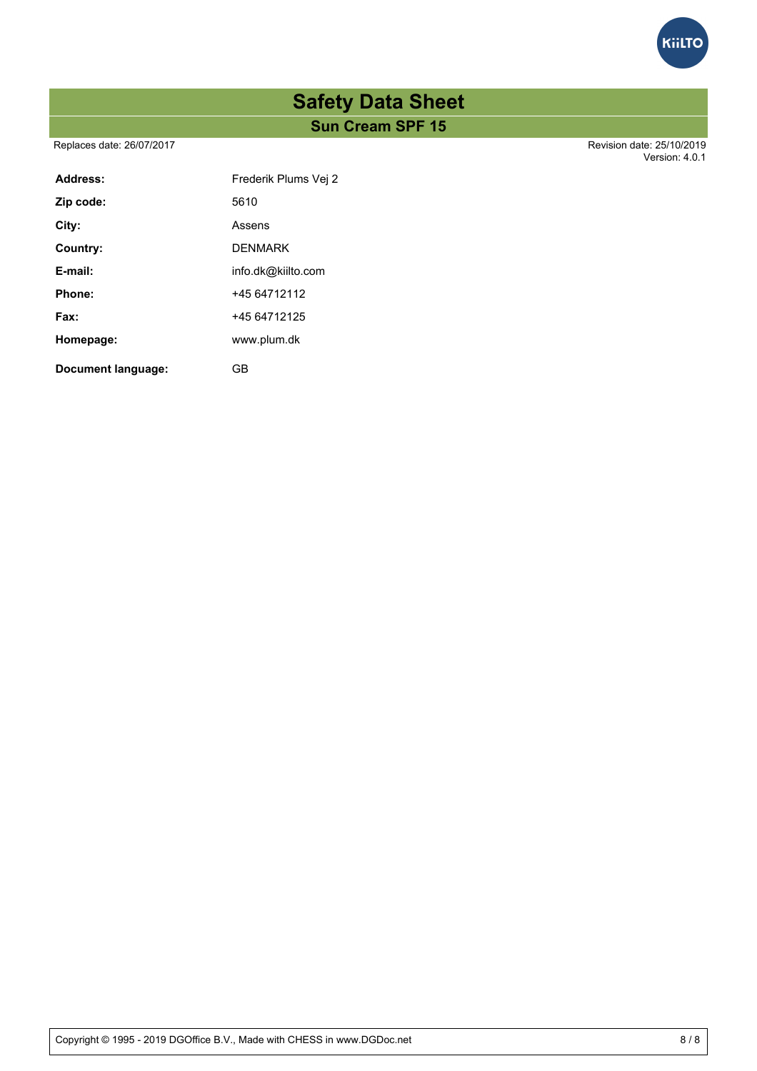| | |
|---|---|
| **Address:** | Frederik Plums Vej 2 |
| **Zip code:** | 5610 |
| **City:** | Assens |
| **Country:** | DENMARK |
| **E-mail:** | info.dk@kiilto.com |
| **Phone:** | +45 64712112 |
| **Fax:** | +45 64712125 |
| **Homepage:** | www.plum.dk |
| **Document language:** | GB |